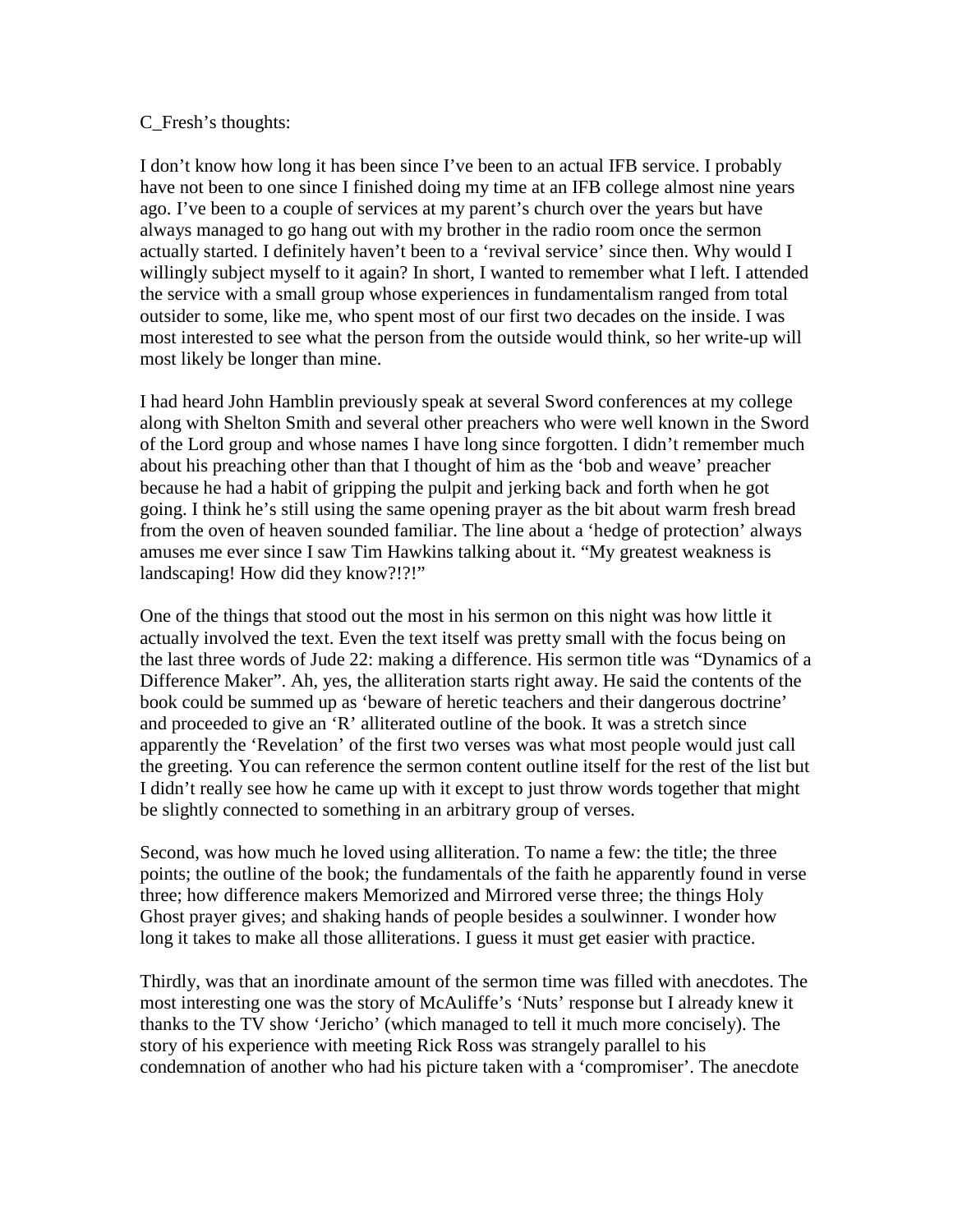C_Fresh's thoughts:

I don't know how long it has been since I've been to an actual IFB service. I probably have not been to one since I finished doing my time at an IFB college almost nine years ago. I've been to a couple of services at my parent's church over the years but have always managed to go hang out with my brother in the radio room once the sermon actually started. I definitely haven't been to a 'revival service' since then. Why would I willingly subject myself to it again? In short, I wanted to remember what I left. I attended the service with a small group whose experiences in fundamentalism ranged from total outsider to some, like me, who spent most of our first two decades on the inside. I was most interested to see what the person from the outside would think, so her write-up will most likely be longer than mine.

I had heard John Hamblin previously speak at several Sword conferences at my college along with Shelton Smith and several other preachers who were well known in the Sword of the Lord group and whose names I have long since forgotten. I didn't remember much about his preaching other than that I thought of him as the 'bob and weave' preacher because he had a habit of gripping the pulpit and jerking back and forth when he got going. I think he's still using the same opening prayer as the bit about warm fresh bread from the oven of heaven sounded familiar. The line about a 'hedge of protection' always amuses me ever since I saw Tim Hawkins talking about it. "My greatest weakness is landscaping! How did they know?!?!"

One of the things that stood out the most in his sermon on this night was how little it actually involved the text. Even the text itself was pretty small with the focus being on the last three words of Jude 22: making a difference. His sermon title was "Dynamics of a Difference Maker". Ah, yes, the alliteration starts right away. He said the contents of the book could be summed up as 'beware of heretic teachers and their dangerous doctrine' and proceeded to give an 'R' alliterated outline of the book. It was a stretch since apparently the 'Revelation' of the first two verses was what most people would just call the greeting. You can reference the sermon content outline itself for the rest of the list but I didn't really see how he came up with it except to just throw words together that might be slightly connected to something in an arbitrary group of verses.

Second, was how much he loved using alliteration. To name a few: the title; the three points; the outline of the book; the fundamentals of the faith he apparently found in verse three; how difference makers Memorized and Mirrored verse three; the things Holy Ghost prayer gives; and shaking hands of people besides a soulwinner. I wonder how long it takes to make all those alliterations. I guess it must get easier with practice.

Thirdly, was that an inordinate amount of the sermon time was filled with anecdotes. The most interesting one was the story of McAuliffe's 'Nuts' response but I already knew it thanks to the TV show 'Jericho' (which managed to tell it much more concisely). The story of his experience with meeting Rick Ross was strangely parallel to his condemnation of another who had his picture taken with a 'compromiser'. The anecdote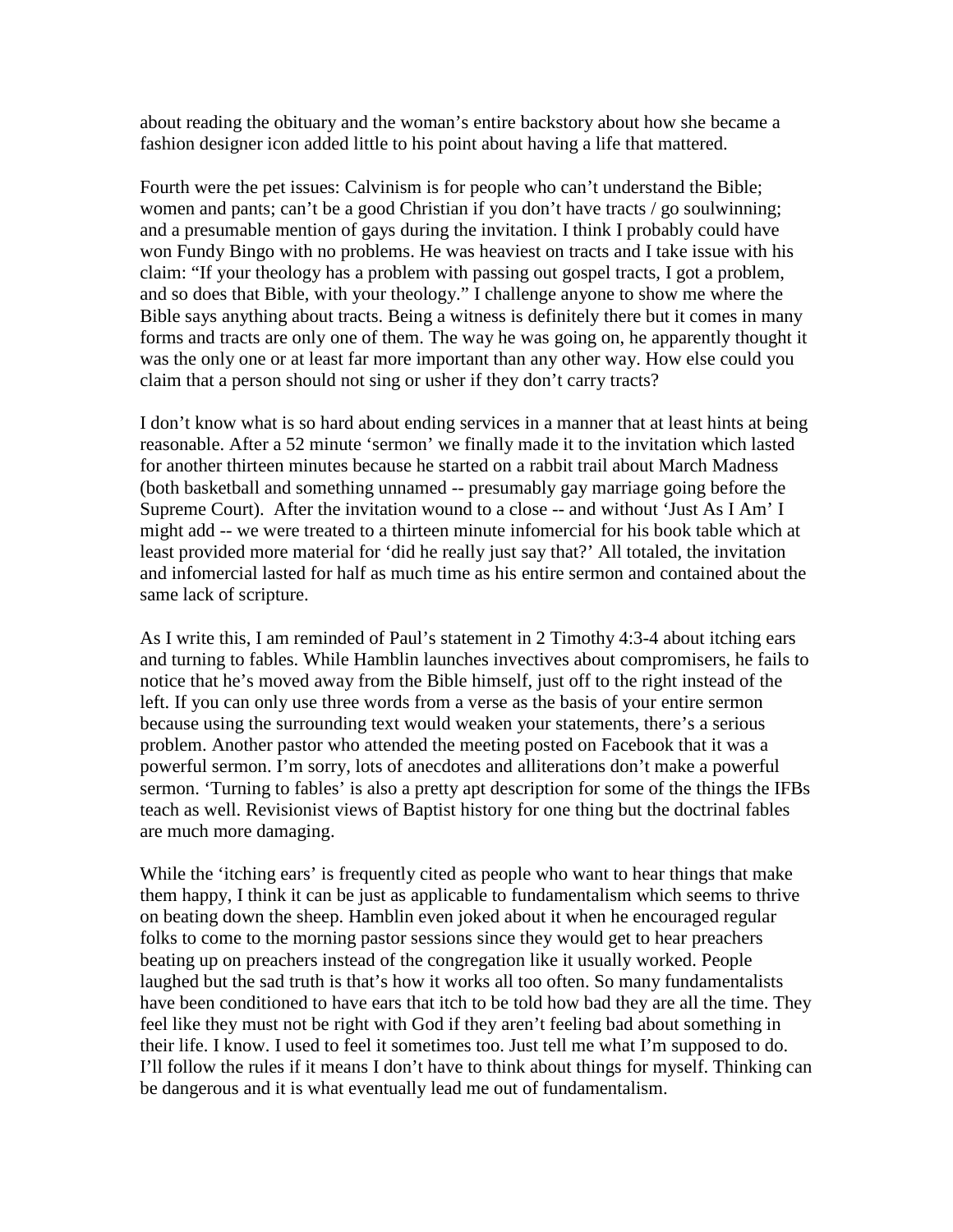about reading the obituary and the woman's entire backstory about how she became a fashion designer icon added little to his point about having a life that mattered.

Fourth were the pet issues: Calvinism is for people who can't understand the Bible; women and pants; can't be a good Christian if you don't have tracts / go soulwinning; and a presumable mention of gays during the invitation. I think I probably could have won Fundy Bingo with no problems. He was heaviest on tracts and I take issue with his claim: "If your theology has a problem with passing out gospel tracts, I got a problem, and so does that Bible, with your theology." I challenge anyone to show me where the Bible says anything about tracts. Being a witness is definitely there but it comes in many forms and tracts are only one of them. The way he was going on, he apparently thought it was the only one or at least far more important than any other way. How else could you claim that a person should not sing or usher if they don't carry tracts?

I don't know what is so hard about ending services in a manner that at least hints at being reasonable. After a 52 minute 'sermon' we finally made it to the invitation which lasted for another thirteen minutes because he started on a rabbit trail about March Madness (both basketball and something unnamed -- presumably gay marriage going before the Supreme Court). After the invitation wound to a close -- and without 'Just As I Am' I might add -- we were treated to a thirteen minute infomercial for his book table which at least provided more material for 'did he really just say that?' All totaled, the invitation and infomercial lasted for half as much time as his entire sermon and contained about the same lack of scripture.

As I write this, I am reminded of Paul's statement in 2 Timothy 4:3-4 about itching ears and turning to fables. While Hamblin launches invectives about compromisers, he fails to notice that he's moved away from the Bible himself, just off to the right instead of the left. If you can only use three words from a verse as the basis of your entire sermon because using the surrounding text would weaken your statements, there's a serious problem. Another pastor who attended the meeting posted on Facebook that it was a powerful sermon. I'm sorry, lots of anecdotes and alliterations don't make a powerful sermon. 'Turning to fables' is also a pretty apt description for some of the things the IFBs teach as well. Revisionist views of Baptist history for one thing but the doctrinal fables are much more damaging.

While the 'itching ears' is frequently cited as people who want to hear things that make them happy, I think it can be just as applicable to fundamentalism which seems to thrive on beating down the sheep. Hamblin even joked about it when he encouraged regular folks to come to the morning pastor sessions since they would get to hear preachers beating up on preachers instead of the congregation like it usually worked. People laughed but the sad truth is that's how it works all too often. So many fundamentalists have been conditioned to have ears that itch to be told how bad they are all the time. They feel like they must not be right with God if they aren't feeling bad about something in their life. I know. I used to feel it sometimes too. Just tell me what I'm supposed to do. I'll follow the rules if it means I don't have to think about things for myself. Thinking can be dangerous and it is what eventually lead me out of fundamentalism.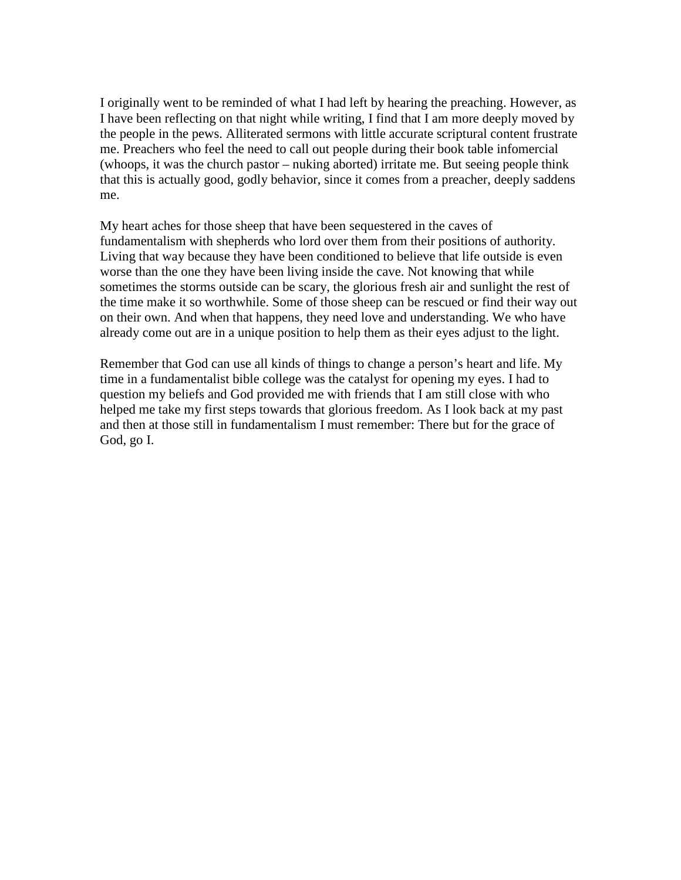I originally went to be reminded of what I had left by hearing the preaching. However, as I have been reflecting on that night while writing, I find that I am more deeply moved by the people in the pews. Alliterated sermons with little accurate scriptural content frustrate me. Preachers who feel the need to call out people during their book table infomercial (whoops, it was the church pastor – nuking aborted) irritate me. But seeing people think that this is actually good, godly behavior, since it comes from a preacher, deeply saddens me.

My heart aches for those sheep that have been sequestered in the caves of fundamentalism with shepherds who lord over them from their positions of authority. Living that way because they have been conditioned to believe that life outside is even worse than the one they have been living inside the cave. Not knowing that while sometimes the storms outside can be scary, the glorious fresh air and sunlight the rest of the time make it so worthwhile. Some of those sheep can be rescued or find their way out on their own. And when that happens, they need love and understanding. We who have already come out are in a unique position to help them as their eyes adjust to the light.

Remember that God can use all kinds of things to change a person's heart and life. My time in a fundamentalist bible college was the catalyst for opening my eyes. I had to question my beliefs and God provided me with friends that I am still close with who helped me take my first steps towards that glorious freedom. As I look back at my past and then at those still in fundamentalism I must remember: There but for the grace of God, go I.